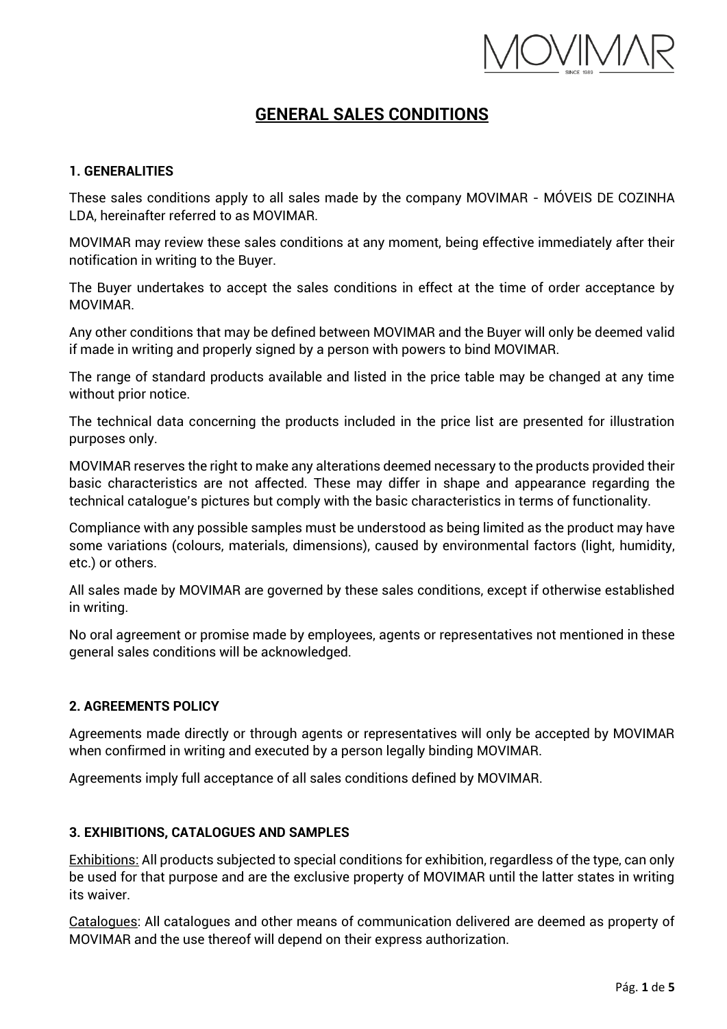# GENERAL SALES CONDITIONS

## 1. GENERALITIES

These sales conditions apply to all sales made by the company MOVIMAR - MÓVEIS DE COZINHA LDA, hereinafter referred to as MOVIMAR.

MOVIMAR may review these sales conditions at any moment, being effective immediately after their notification in writing to the Buyer.

The Buyer undertakes to accept the sales conditions in effect at the time of order acceptance by MOVIMAR.

Any other conditions that may be defined between MOVIMAR and the Buyer will only be deemed valid if made in writing and properly signed by a person with powers to bind MOVIMAR.

The range of standard products available and listed in the price table may be changed at any time without prior notice.

The technical data concerning the products included in the price list are presented for illustration purposes only.

MOVIMAR reserves the right to make any alterations deemed necessary to the products provided their basic characteristics are not affected. These may differ in shape and appearance regarding the technical catalogue's pictures but comply with the basic characteristics in terms of functionality.

Compliance with any possible samples must be understood as being limited as the product may have some variations (colours, materials, dimensions), caused by environmental factors (light, humidity, etc.) or others.

All sales made by MOVIMAR are governed by these sales conditions, except if otherwise established in writing.

No oral agreement or promise made by employees, agents or representatives not mentioned in these general sales conditions will be acknowledged.

## 2. AGREEMENTS POLICY

Agreements made directly or through agents or representatives will only be accepted by MOVIMAR when confirmed in writing and executed by a person legally binding MOVIMAR.

Agreements imply full acceptance of all sales conditions defined by MOVIMAR.

## 3. EXHIBITIONS, CATALOGUES AND SAMPLES

Exhibitions: All products subjected to special conditions for exhibition, regardless of the type, can only be used for that purpose and are the exclusive property of MOVIMAR until the latter states in writing its waiver.

Catalogues: All catalogues and other means of communication delivered are deemed as property of MOVIMAR and the use thereof will depend on their express authorization.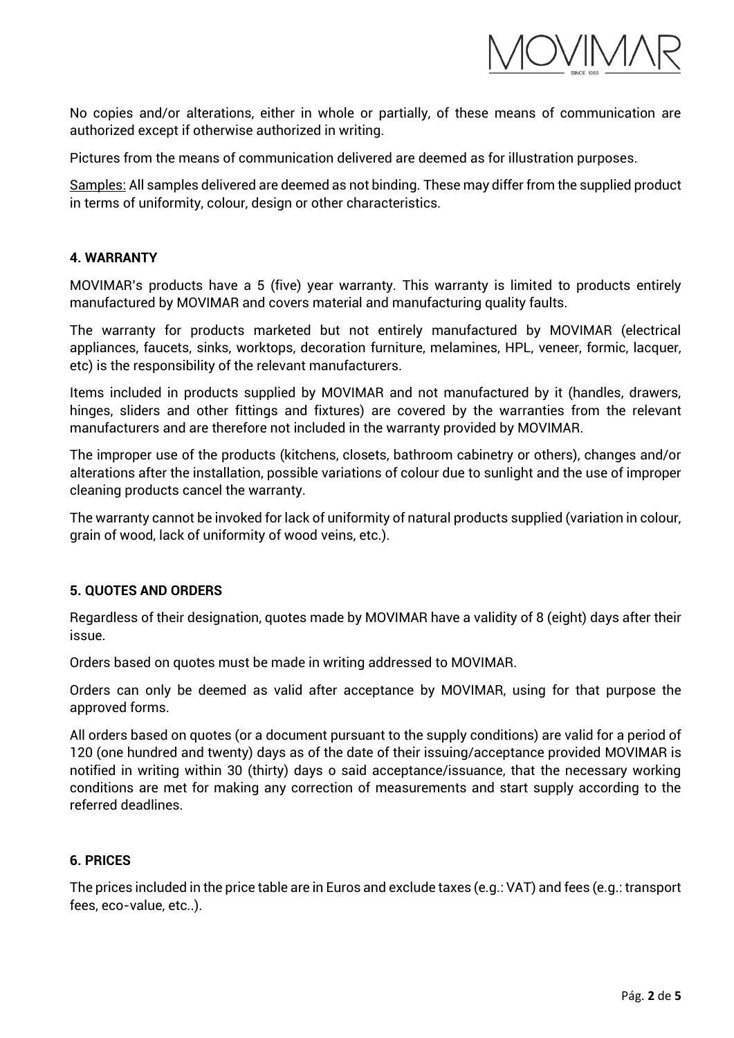No copies and/or alterations, either in whole or partially, of these means of communication are authorized except if otherwise authorized in writing.

Pictures from the means of communication delivered are deemed as for illustration purposes.

Samples: All samples delivered are deemed as not binding. These may differ from the supplied product in terms of uniformity, colour, design or other characteristics.

## 4. WARRANTY

MOVIMAR's products have a 5 (five) year warranty. This warranty is limited to products entirely manufactured by MOVIMAR and covers material and manufacturing quality faults.

The warranty for products marketed but not entirely manufactured by MOVIMAR (electrical appliances, faucets, sinks, worktops, decoration furniture, melamines, HPL, veneer, formic, lacquer, etc) is the responsibility of the relevant manufacturers.

Items included in products supplied by MOVIMAR and not manufactured by it (handles, drawers, hinges, sliders and other fittings and fixtures) are covered by the warranties from the relevant manufacturers and are therefore not included in the warranty provided by MOVIMAR.

The improper use of the products (kitchens, closets, bathroom cabinetry or others), changes and/or alterations after the installation, possible variations of colour due to sunlight and the use of improper cleaning products cancel the warranty.

The warranty cannot be invoked for lack of uniformity of natural products supplied (variation in colour, grain of wood, lack of uniformity of wood veins, etc.).

## 5. QUOTES AND ORDERS

Regardless of their designation, quotes made by MOVIMAR have a validity of 8 (eight) days after their issue.

Orders based on quotes must be made in writing addressed to MOVIMAR.

Orders can only be deemed as valid after acceptance by MOVIMAR, using for that purpose the approved forms.

All orders based on quotes (or a document pursuant to the supply conditions) are valid for a period of 120 (one hundred and twenty) days as of the date of their issuing/acceptance provided MOVIMAR is notified in writing within 30 (thirty) days o said acceptance/issuance, that the necessary working conditions are met for making any correction of measurements and start supply according to the referred deadlines.

## 6. PRICES

The prices included in the price table are in Euros and exclude taxes (e.g.: VAT) and fees (e.g.: transport fees, eco-value, etc..).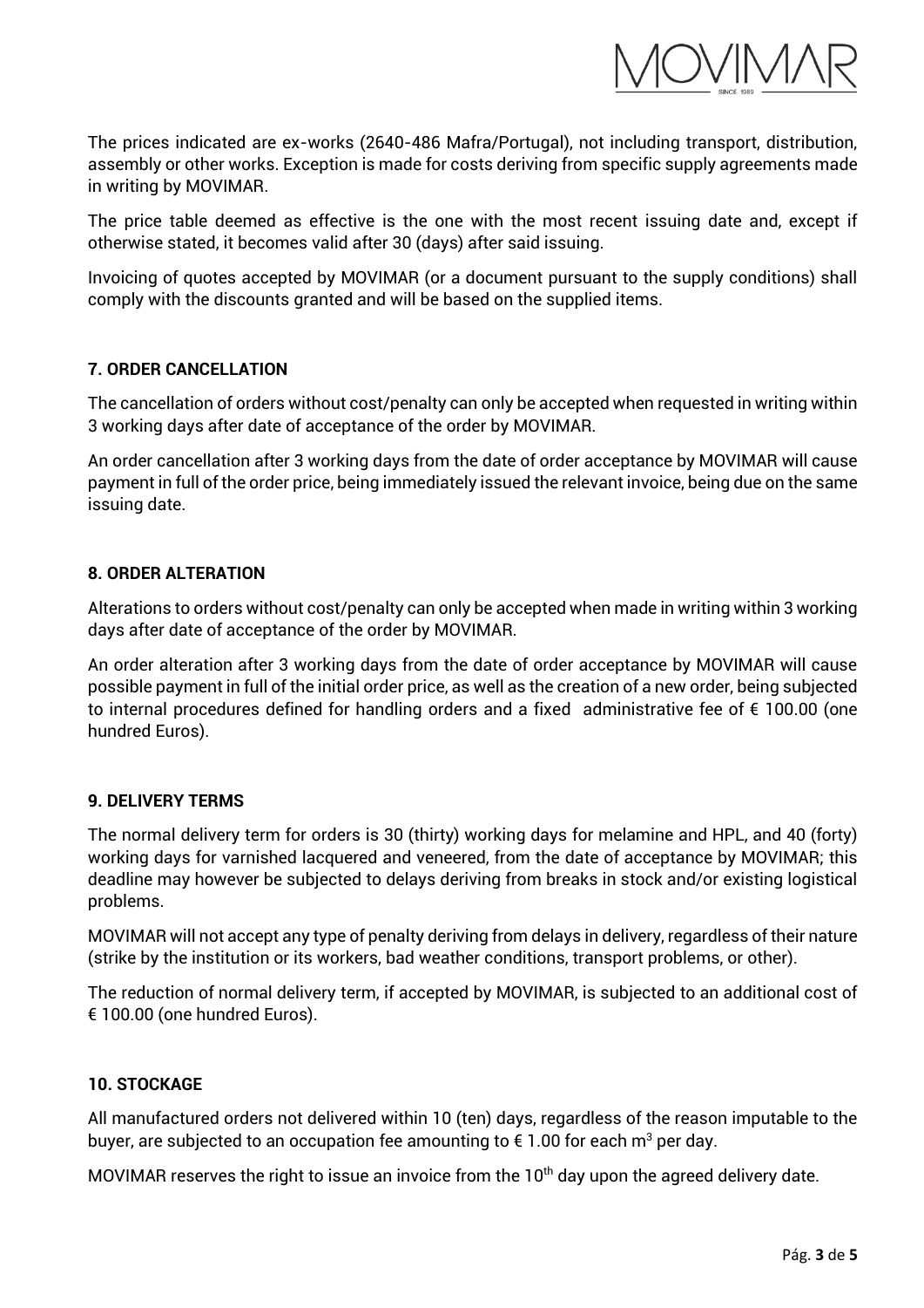The prices indicated are ex-works (2640-486 Mafra/Portugal), not including transport, distribution, assembly or other works. Exception is made for costs deriving from specific supply agreements made in writing by MOVIMAR.

The price table deemed as effective is the one with the most recent issuing date and, except if otherwise stated, it becomes valid after 30 (days) after said issuing.

Invoicing of quotes accepted by MOVIMAR (or a document pursuant to the supply conditions) shall comply with the discounts granted and will be based on the supplied items.

**7. ORDER CANCELLATION**

The cancellation of orders without cost/penalty can only be accepted when requested in writing within 3 working days after date of acceptance of the order by MOVIMAR.

An order cancellation after 3 working days from the date of order acceptance by MOVIMAR will cause payment in full of the order price, being immediately issued the relevant invoice, being due on the same issuing date.

**8. ORDER ALTERATION**

Alterations to orders without cost/penalty can only be accepted when made in writing within 3 working days after date of acceptance of the order by MOVIMAR.

An order alteration after 3 working days from the date of order acceptance by MOVIMAR will cause possible payment in full of the initial order price, as well as the creation of a new order, being subjected to internal procedures defined for handling orders and a fixed administrative fee of € 100.00 (one hundred Euros).

**9. DELIVERY TERMS**

The normal delivery term for orders is 30 (thirty) working days for melamine and HPL, and 40 (forty) working days for varnished lacquered and veneered, from the date of acceptance by MOVIMAR; this deadline may however be subjected to delays deriving from breaks in stock and/or existing logistical problems.

MOVIMAR will not accept any type of penalty deriving from delays in delivery, regardless of their nature (strike by the institution or its workers, bad weather conditions, transport problems, or other).

The reduction of normal delivery term, if accepted by MOVIMAR, is subjected to an additional cost of € 100.00 (one hundred Euros).

**10. STOCKAGE**

All manufactured orders not delivered within 10 (ten) days, regardless of the reason imputable to the buyer, are subjected to an occupation fee amounting to € 1.00 for each $m^3$ per day.

MOVIMAR reserves the right to issue an invoice from the 10th day upon the agreed delivery date.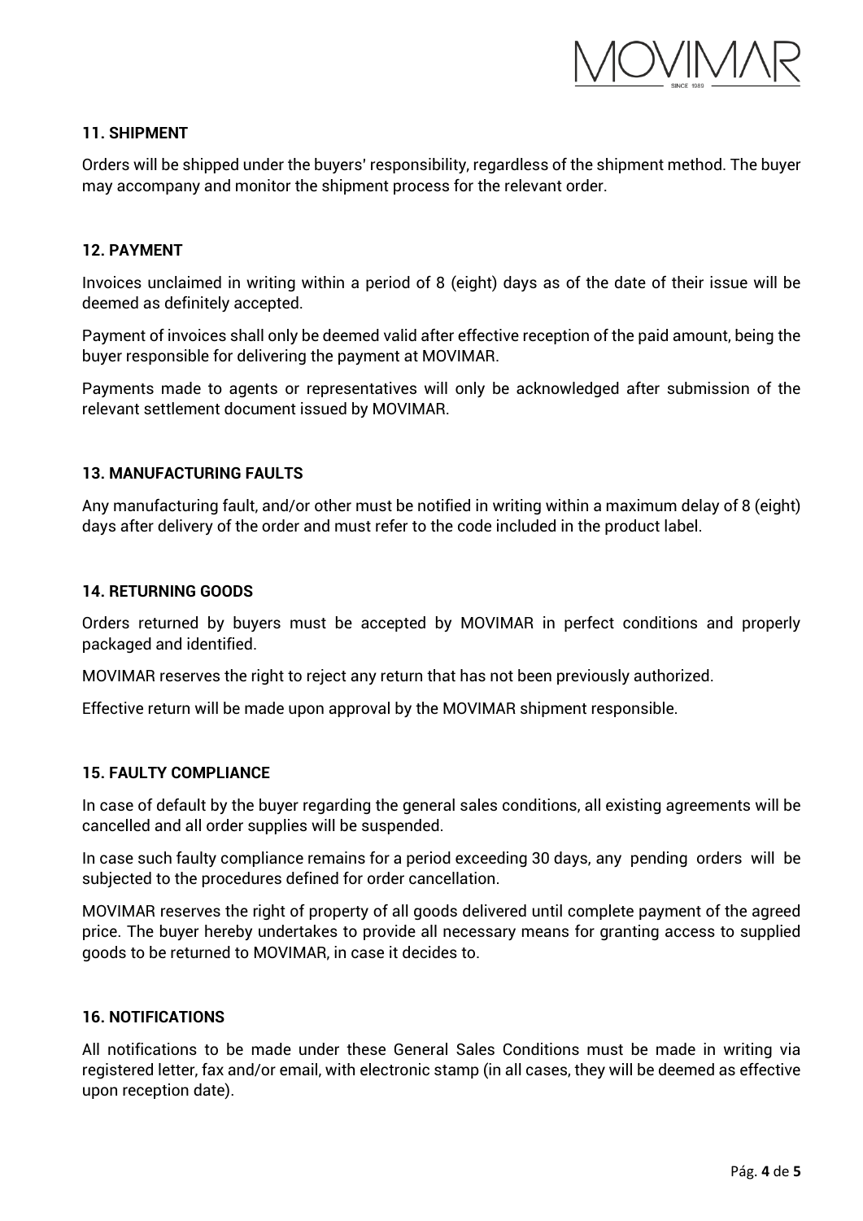### 11. SHIPMENT

Orders will be shipped under the buyers' responsibility, regardless of the shipment method. The buyer may accompany and monitor the shipment process for the relevant order.

### 12. PAYMENT

Invoices unclaimed in writing within a period of 8 (eight) days as of the date of their issue will be deemed as definitely accepted.

Payment of invoices shall only be deemed valid after effective reception of the paid amount, being the buyer responsible for delivering the payment at MOVIMAR.

Payments made to agents or representatives will only be acknowledged after submission of the relevant settlement document issued by MOVIMAR.

### 13. MANUFACTURING FAULTS

Any manufacturing fault, and/or other must be notified in writing within a maximum delay of 8 (eight) days after delivery of the order and must refer to the code included in the product label.

### 14. RETURNING GOODS

Orders returned by buyers must be accepted by MOVIMAR in perfect conditions and properly packaged and identified.

MOVIMAR reserves the right to reject any return that has not been previously authorized.

Effective return will be made upon approval by the MOVIMAR shipment responsible.

### 15. FAULTY COMPLIANCE

In case of default by the buyer regarding the general sales conditions, all existing agreements will be cancelled and all order supplies will be suspended.

In case such faulty compliance remains for a period exceeding 30 days, any pending orders will be subjected to the procedures defined for order cancellation.

MOVIMAR reserves the right of property of all goods delivered until complete payment of the agreed price. The buyer hereby undertakes to provide all necessary means for granting access to supplied goods to be returned to MOVIMAR, in case it decides to.

### 16. NOTIFICATIONS

All notifications to be made under these General Sales Conditions must be made in writing via registered letter, fax and/or email, with electronic stamp (in all cases, they will be deemed as effective upon reception date).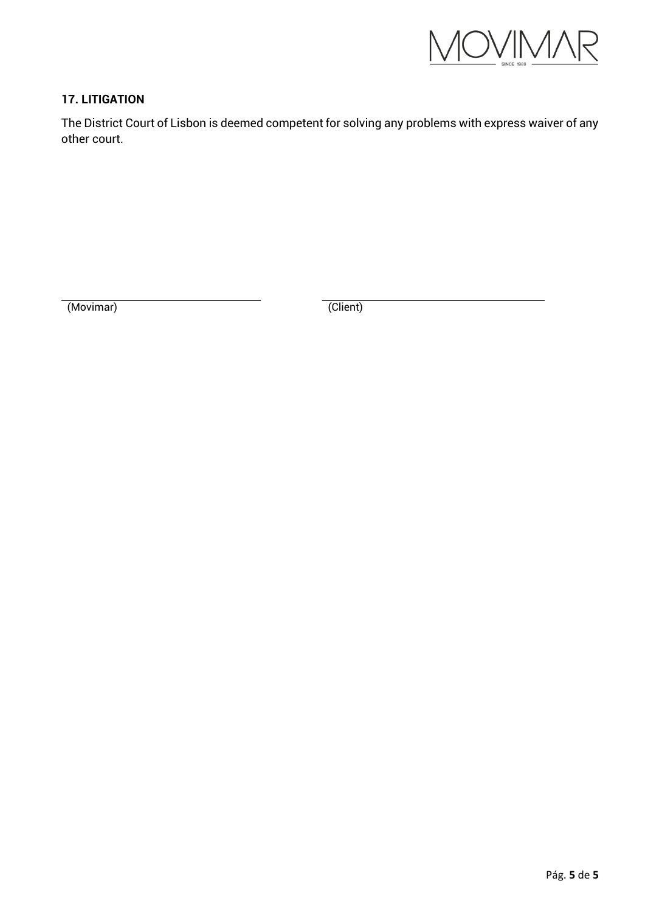### 17. LITIGATION

The District Court of Lisbon is deemed competent for solving any problems with express waiver of any other court.

(Movimar)

(Client)